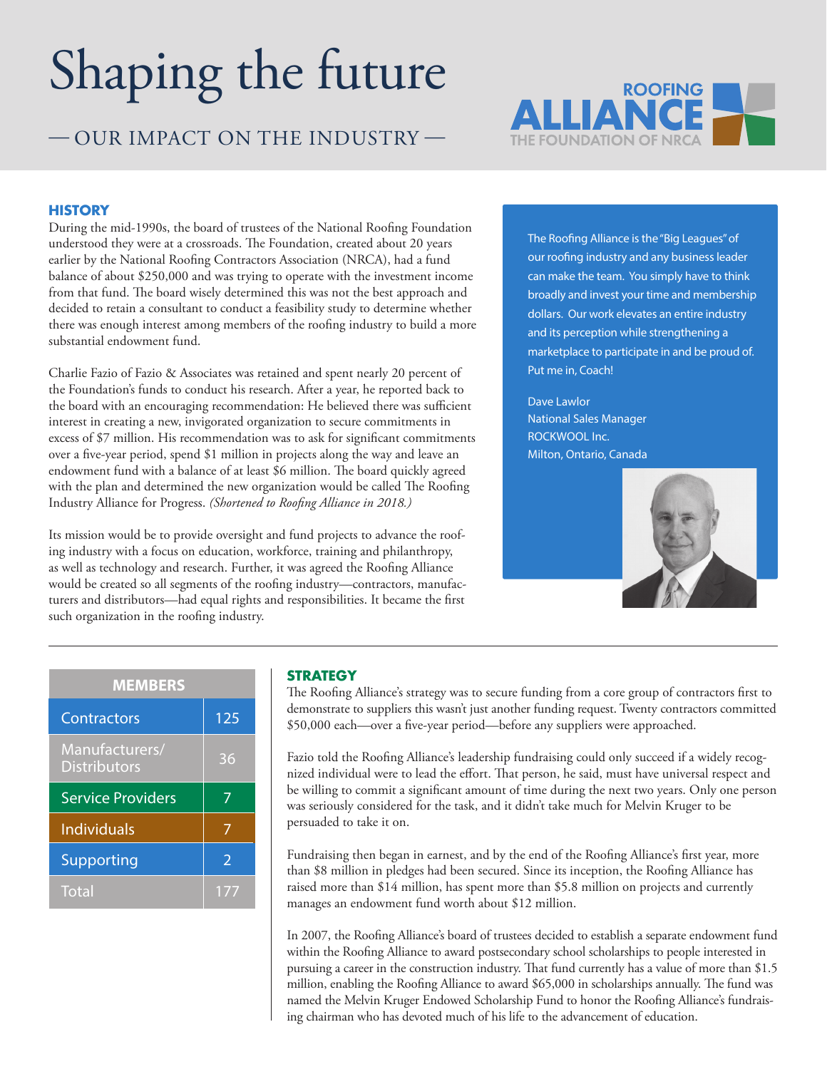# Shaping the future

## — OUR IMPACT ON THE INDUSTRY —

ROOFING ALLIANCE
THE FOUNDATION OF NRCA

### HISTORY

During the mid-1990s, the board of trustees of the National Roofing Foundation understood they were at a crossroads. The Foundation, created about 20 years earlier by the National Roofing Contractors Association (NRCA), had a fund balance of about $250,000 and was trying to operate with the investment income from that fund. The board wisely determined this was not the best approach and decided to retain a consultant to conduct a feasibility study to determine whether there was enough interest among members of the roofing industry to build a more substantial endowment fund.

Charlie Fazio of Fazio & Associates was retained and spent nearly 20 percent of the Foundation's funds to conduct his research. After a year, he reported back to the board with an encouraging recommendation: He believed there was sufficient interest in creating a new, invigorated organization to secure commitments in excess of $7 million. His recommendation was to ask for significant commitments over a five-year period, spend $1 million in projects along the way and leave an endowment fund with a balance of at least $6 million. The board quickly agreed with the plan and determined the new organization would be called The Roofing Industry Alliance for Progress. *(Shortened to Roofing Alliance in 2018.)*

Its mission would be to provide oversight and fund projects to advance the roofing industry with a focus on education, workforce, training and philanthropy, as well as technology and research. Further, it was agreed the Roofing Alliance would be created so all segments of the roofing industry—contractors, manufacturers and distributors—had equal rights and responsibilities. It became the first such organization in the roofing industry.

> The Roofing Alliance is the "Big Leagues" of our roofing industry and any business leader can make the team. You simply have to think broadly and invest your time and membership dollars. Our work elevates an entire industry and its perception while strengthening a marketplace to participate in and be proud of. Put me in, Coach!
>
> Dave Lawlor
> National Sales Manager
> ROCKWOOL Inc.
> Milton, Ontario, Canada

| MEMBERS | |
|---|---|
| Contractors | 125 |
| Manufacturers/ Distributors | 36 |
| Service Providers | 7 |
| Individuals | 7 |
| Supporting | 2 |
| Total | 177 |

### STRATEGY

The Roofing Alliance's strategy was to secure funding from a core group of contractors first to demonstrate to suppliers this wasn't just another funding request. Twenty contractors committed $50,000 each—over a five-year period—before any suppliers were approached.

Fazio told the Roofing Alliance's leadership fundraising could only succeed if a widely recognized individual were to lead the effort. That person, he said, must have universal respect and be willing to commit a significant amount of time during the next two years. Only one person was seriously considered for the task, and it didn't take much for Melvin Kruger to be persuaded to take it on.

Fundraising then began in earnest, and by the end of the Roofing Alliance's first year, more than $8 million in pledges had been secured. Since its inception, the Roofing Alliance has raised more than $14 million, has spent more than $5.8 million on projects and currently manages an endowment fund worth about $12 million.

In 2007, the Roofing Alliance's board of trustees decided to establish a separate endowment fund within the Roofing Alliance to award postsecondary school scholarships to people interested in pursuing a career in the construction industry. That fund currently has a value of more than $1.5 million, enabling the Roofing Alliance to award $65,000 in scholarships annually. The fund was named the Melvin Kruger Endowed Scholarship Fund to honor the Roofing Alliance's fundraising chairman who has devoted much of his life to the advancement of education.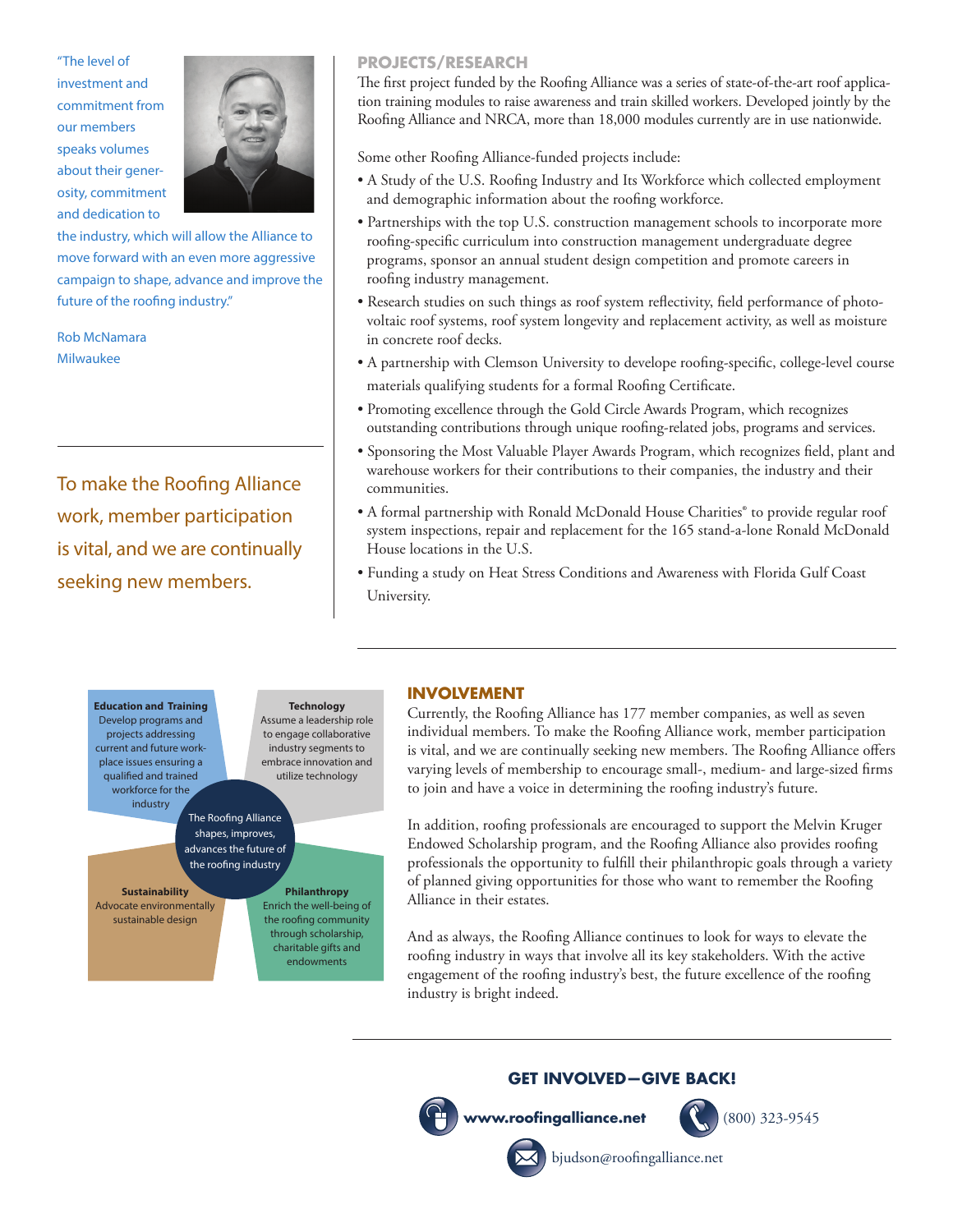"The level of investment and commitment from our members speaks volumes about their generosity, commitment and dedication to the industry, which will allow the Alliance to move forward with an even more aggressive campaign to shape, advance and improve the future of the roofing industry."

Rob McNamara
Milwaukee

To make the Roofing Alliance work, member participation is vital, and we are continually seeking new members.

## PROJECTS/RESEARCH

The first project funded by the Roofing Alliance was a series of state-of-the-art roof application training modules to raise awareness and train skilled workers. Developed jointly by the Roofing Alliance and NRCA, more than 18,000 modules currently are in use nationwide.

Some other Roofing Alliance-funded projects include:

- A Study of the U.S. Roofing Industry and Its Workforce which collected employment and demographic information about the roofing workforce.
- Partnerships with the top U.S. construction management schools to incorporate more roofing-specific curriculum into construction management undergraduate degree programs, sponsor an annual student design competition and promote careers in roofing industry management.
- Research studies on such things as roof system reflectivity, field performance of photovoltaic roof systems, roof system longevity and replacement activity, as well as moisture in concrete roof decks.
- A partnership with Clemson University to develope roofing-specific, college-level course materials qualifying students for a formal Roofing Certificate.
- Promoting excellence through the Gold Circle Awards Program, which recognizes outstanding contributions through unique roofing-related jobs, programs and services.
- Sponsoring the Most Valuable Player Awards Program, which recognizes field, plant and warehouse workers for their contributions to their companies, the industry and their communities.
- A formal partnership with Ronald McDonald House Charities® to provide regular roof system inspections, repair and replacement for the 165 stand-a-lone Ronald McDonald House locations in the U.S.
- Funding a study on Heat Stress Conditions and Awareness with Florida Gulf Coast University.

**Education and Training**
Develop programs and projects addressing current and future workplace issues ensuring a qualified and trained workforce for the industry

**Technology**
Assume a leadership role to engage collaborative industry segments to embrace innovation and utilize technology

The Roofing Alliance shapes, improves, advances the future of the roofing industry

**Sustainability**
Advocate environmentally sustainable design

**Philanthropy**
Enrich the well-being of the roofing community through scholarship, charitable gifts and endowments

## INVOLVEMENT

Currently, the Roofing Alliance has 177 member companies, as well as seven individual members. To make the Roofing Alliance work, member participation is vital, and we are continually seeking new members. The Roofing Alliance offers varying levels of membership to encourage small-, medium- and large-sized firms to join and have a voice in determining the roofing industry's future.

In addition, roofing professionals are encouraged to support the Melvin Kruger Endowed Scholarship program, and the Roofing Alliance also provides roofing professionals the opportunity to fulfill their philanthropic goals through a variety of planned giving opportunities for those who want to remember the Roofing Alliance in their estates.

And as always, the Roofing Alliance continues to look for ways to elevate the roofing industry in ways that involve all its key stakeholders. With the active engagement of the roofing industry's best, the future excellence of the roofing industry is bright indeed.

## GET INVOLVED—GIVE BACK!

**www.roofingalliance.net**

(800) 323-9545

bjudson@roofingalliance.net